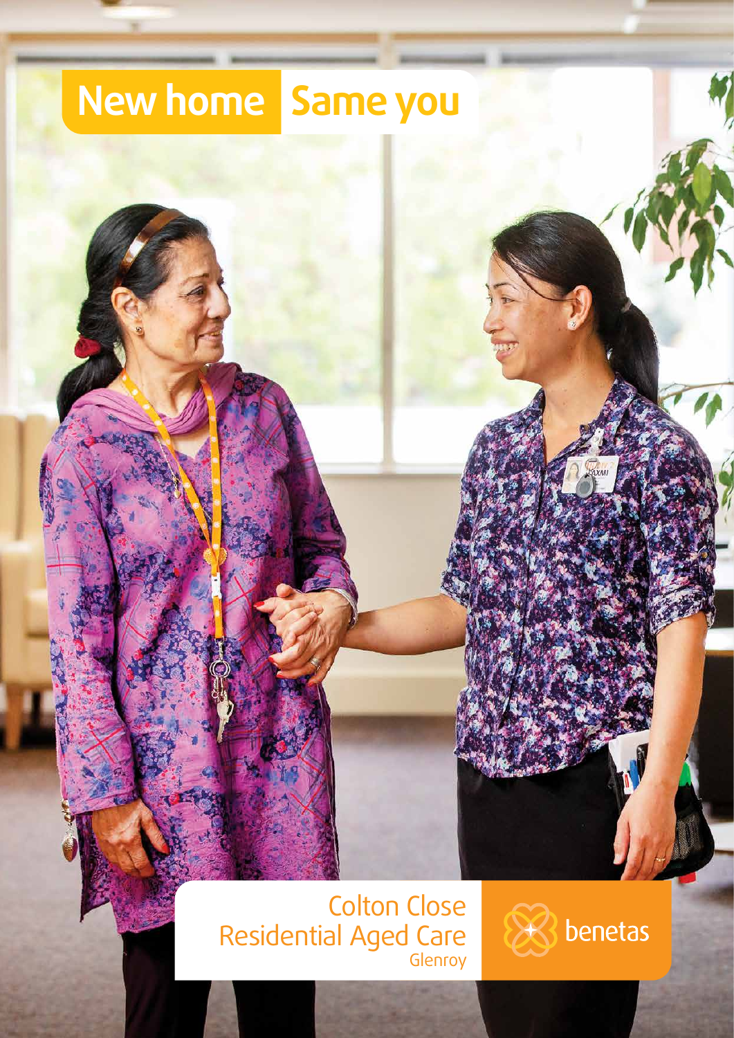# New home Same you

## Colton Close Residential Aged Care

Glenroy

benetas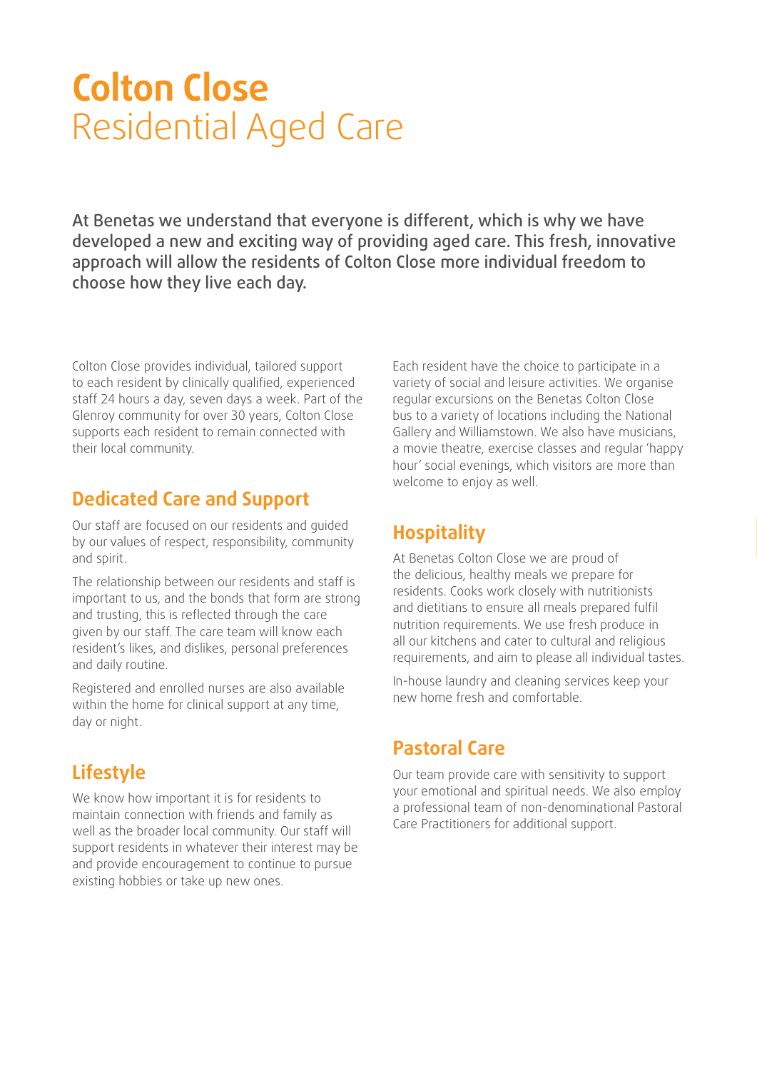# **Colton Close** Residential Aged Care

At Benetas we understand that everyone is different, which is why we have developed a new and exciting way of providing aged care. This fresh, innovative approach will allow the residents of Colton Close more individual freedom to choose how they live each day.

Colton Close provides individual, tailored support to each resident by clinically qualified, experienced staff 24 hours a day, seven days a week. Part of the Glenroy community for over 30 years, Colton Close supports each resident to remain connected with their local community.

## Dedicated Care and Support

Our staff are focused on our residents and guided by our values of respect, responsibility, community and spirit.

The relationship between our residents and staff is important to us, and the bonds that form are strong and trusting, this is reflected through the care given by our staff. The care team will know each resident's likes, and dislikes, personal preferences and daily routine.

Registered and enrolled nurses are also available within the home for clinical support at any time, day or night.

## Lifestyle

We know how important it is for residents to maintain connection with friends and family as well as the broader local community. Our staff will support residents in whatever their interest may be and provide encouragement to continue to pursue existing hobbies or take up new ones.

Each resident have the choice to participate in a variety of social and leisure activities. We organise regular excursions on the Benetas Colton Close bus to a variety of locations including the National Gallery and Williamstown. We also have musicians, a movie theatre, exercise classes and regular 'happy hour' social evenings, which visitors are more than welcome to enjoy as well.

## Hospitality

At Benetas Colton Close we are proud of the delicious, healthy meals we prepare for residents. Cooks work closely with nutritionists and dietitians to ensure all meals prepared fulfil nutrition requirements. We use fresh produce in all our kitchens and cater to cultural and religious requirements, and aim to please all individual tastes.

In-house laundry and cleaning services keep your new home fresh and comfortable.

## Pastoral Care

Our team provide care with sensitivity to support your emotional and spiritual needs. We also employ a professional team of non-denominational Pastoral Care Practitioners for additional support.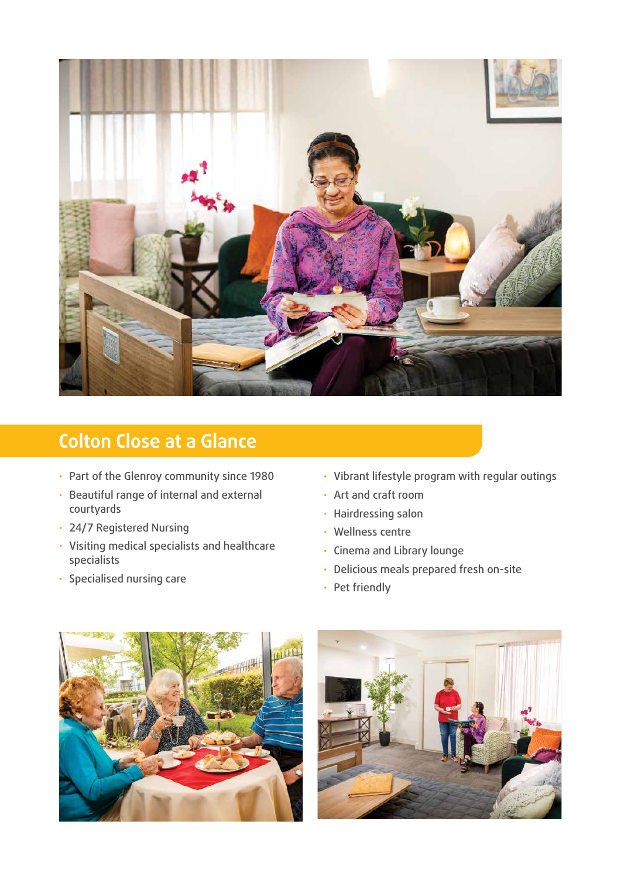## Colton Close at a Glance

- Part of the Glenroy community since 1980
- Beautiful range of internal and external courtyards
- 24/7 Registered Nursing
- Visiting medical specialists and healthcare specialists
- Specialised nursing care
- Vibrant lifestyle program with regular outings
- Art and craft room
- Hairdressing salon
- Wellness centre
- Cinema and Library lounge
- Delicious meals prepared fresh on-site
- Pet friendly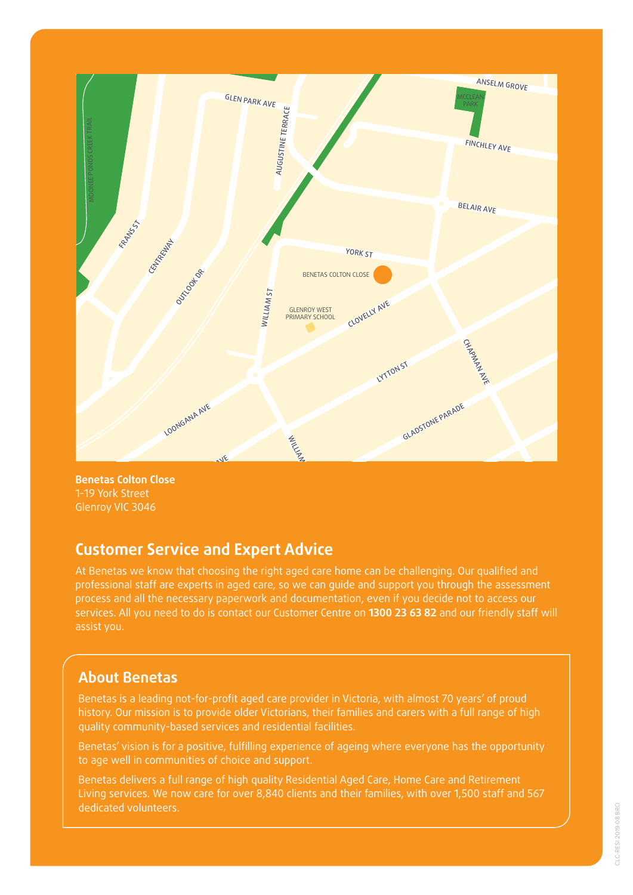ANSELM GROVE
MCCLEAN PARK
GLEN PARK AVE
AUGUSTINE TERRACE
FINCHLEY AVE
MOONEE PONDS CREEK TRAIL
BELAIR AVE
FRANS ST
CENTREWAY
YORK ST
BENETAS COLTON CLOSE
OUTLOOK DR
WILLIAM ST
GLENROY WEST PRIMARY SCHOOL
CLOVELLY AVE
CHAPMAN AVE
LYTTON ST
LOONGANA AVE
GLADSTONE PARADE
WILLIAM
AVE

**Benetas Colton Close**
1-19 York Street
Glenroy VIC 3046

## Customer Service and Expert Advice

At Benetas we know that choosing the right aged care home can be challenging. Our qualified and professional staff are experts in aged care, so we can guide and support you through the assessment process and all the necessary paperwork and documentation, even if you decide not to access our services. All you need to do is contact our Customer Centre on **1300 23 63 82** and our friendly staff will assist you.

## About Benetas

Benetas is a leading not-for-profit aged care provider in Victoria, with almost 70 years' of proud history. Our mission is to provide older Victorians, their families and carers with a full range of high quality community-based services and residential facilities.

Benetas' vision is for a positive, fulfilling experience of ageing where everyone has the opportunity to age well in communities of choice and support.

Benetas delivers a full range of high quality Residential Aged Care, Home Care and Retirement Living services. We now care for over 8,840 clients and their families, with over 1,500 staff and 567 dedicated volunteers.

CLC-RESI 2019-08 BRO